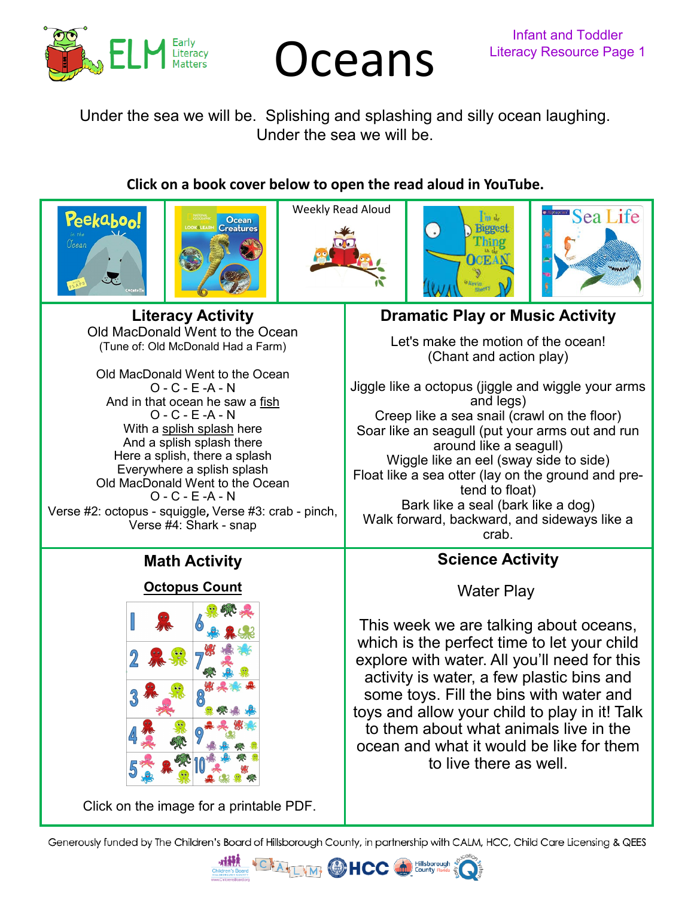# Oceans

Infant and Toddler Literacy Resource Page 1

Under the sea we will be. Splishing and splashing and silly ocean laughing. Under the sea we will be.

**Click on a book cover below to open the read aloud in YouTube.**

Weekly Read Aloud

## Literacy Activity

Old MacDonald Went to the Ocean
(Tune of: Old McDonald Had a Farm)

Old MacDonald Went to the Ocean
O - C - E -A - N
And in that ocean he saw a fish
O - C - E -A - N
With a splish splash here
And a splish splash there
Here a splish, there a splash
Everywhere a splish splash
Old MacDonald Went to the Ocean
O - C - E -A - N
Verse #2: octopus - squiggle, Verse #3: crab - pinch,
Verse #4: Shark - snap

## Dramatic Play or Music Activity

Let's make the motion of the ocean!
(Chant and action play)

Jiggle like a octopus (jiggle and wiggle your arms and legs)
Creep like a sea snail (crawl on the floor)
Soar like an seagull (put your arms out and run around like a seagull)
Wiggle like an eel (sway side to side)
Float like a sea otter (lay on the ground and pretend to float)
Bark like a seal (bark like a dog)
Walk forward, backward, and sideways like a crab.

## Math Activity

**Octopus Count**

Click on the image for a printable PDF.

## Science Activity

Water Play

This week we are talking about oceans, which is the perfect time to let your child explore with water. All you'll need for this activity is water, a few plastic bins and some toys. Fill the bins with water and toys and allow your child to play in it! Talk to them about what animals live in the ocean and what it would be like for them to live there as well.

Generously funded by The Children's Board of Hillsborough County, in partnership with CALM, HCC, Child Care Licensing & QEES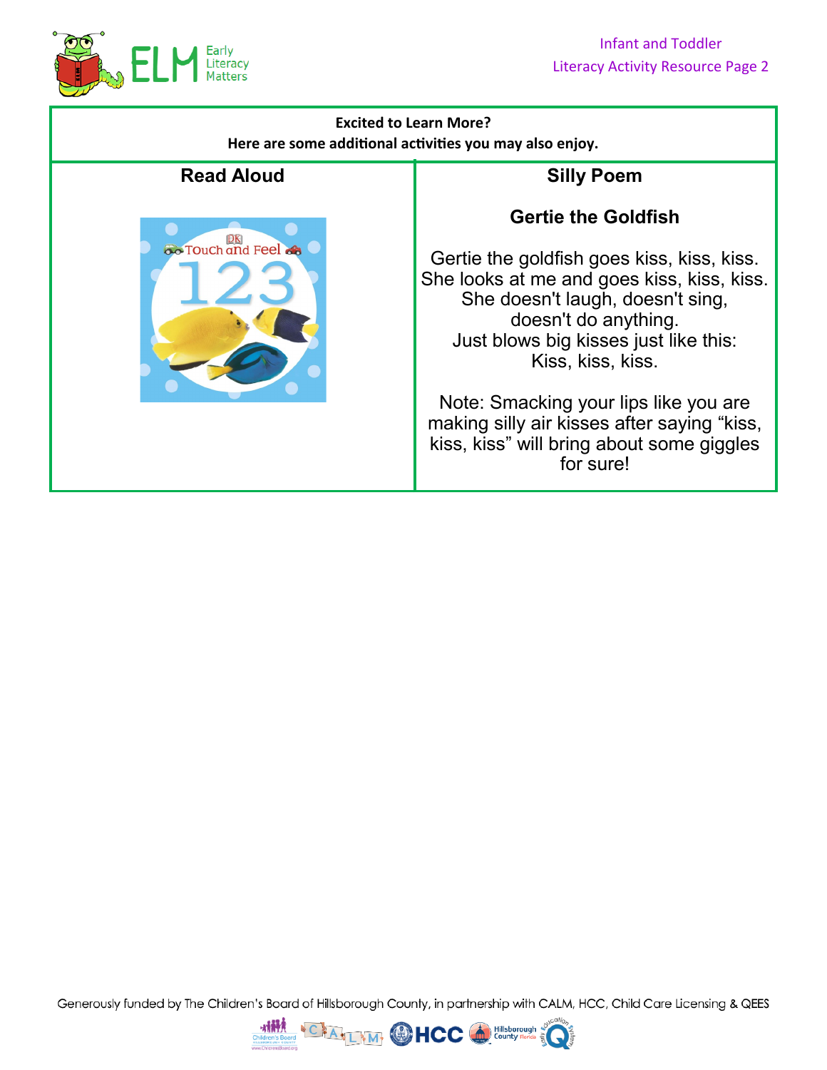**Excited to Learn More?**
**Here are some additional activities you may also enjoy.**

## Read Aloud

## Silly Poem

### Gertie the Goldfish

Gertie the goldfish goes kiss, kiss, kiss.
She looks at me and goes kiss, kiss, kiss.
She doesn't laugh, doesn't sing,
doesn't do anything.
Just blows big kisses just like this:
Kiss, kiss, kiss.

Note: Smacking your lips like you are making silly air kisses after saying "kiss, kiss, kiss" will bring about some giggles for sure!

Generously funded by The Children's Board of Hillsborough County, in partnership with CALM, HCC, Child Care Licensing & QEES